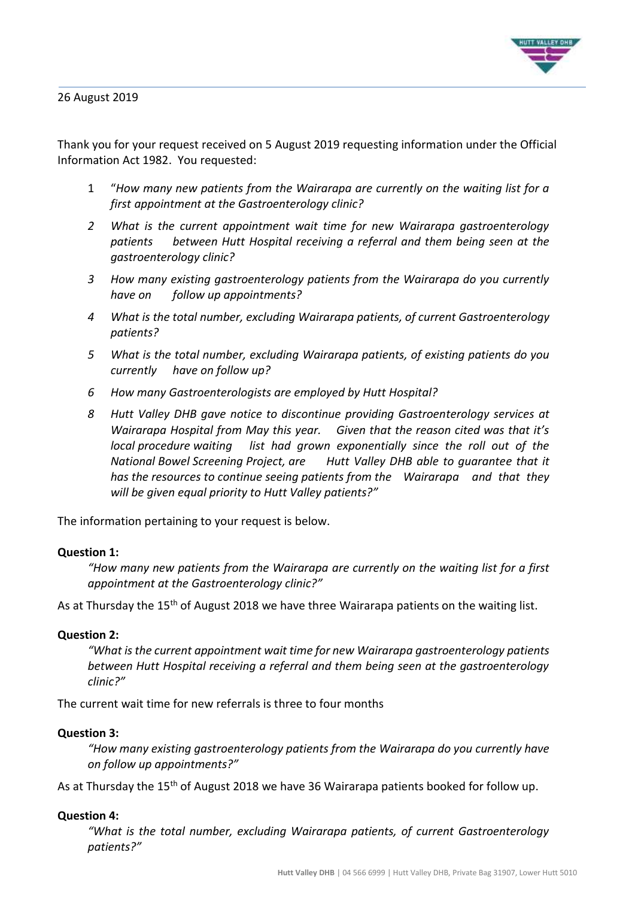26 August 2019

Thank you for your request received on 5 August 2019 requesting information under the Official Information Act 1982. You requested:

1 "*How many new patients from the Wairarapa are currently on the waiting list for a first appointment at the Gastroenterology clinic?*

*2 What is the current appointment wait time for new Wairarapa gastroenterology patients between Hutt Hospital receiving a referral and them being seen at the gastroenterology clinic?*

*3 How many existing gastroenterology patients from the Wairarapa do you currently have on follow up appointments?*

*4 What is the total number, excluding Wairarapa patients, of current Gastroenterology patients?*

*5 What is the total number, excluding Wairarapa patients, of existing patients do you currently have on follow up?*

*6 How many Gastroenterologists are employed by Hutt Hospital?*

*8 Hutt Valley DHB gave notice to discontinue providing Gastroenterology services at Wairarapa Hospital from May this year. Given that the reason cited was that it's local procedure waiting list had grown exponentially since the roll out of the National Bowel Screening Project, are Hutt Valley DHB able to guarantee that it has the resources to continue seeing patients from the Wairarapa and that they will be given equal priority to Hutt Valley patients?"*

The information pertaining to your request is below.

**Question 1:**

*"How many new patients from the Wairarapa are currently on the waiting list for a first appointment at the Gastroenterology clinic?"*

As at Thursday the 15th of August 2018 we have three Wairarapa patients on the waiting list.

**Question 2:**

*"What is the current appointment wait time for new Wairarapa gastroenterology patients between Hutt Hospital receiving a referral and them being seen at the gastroenterology clinic?"*

The current wait time for new referrals is three to four months

**Question 3:**

*"How many existing gastroenterology patients from the Wairarapa do you currently have on follow up appointments?"*

As at Thursday the 15th of August 2018 we have 36 Wairarapa patients booked for follow up.

**Question 4:**

*"What is the total number, excluding Wairarapa patients, of current Gastroenterology patients?"*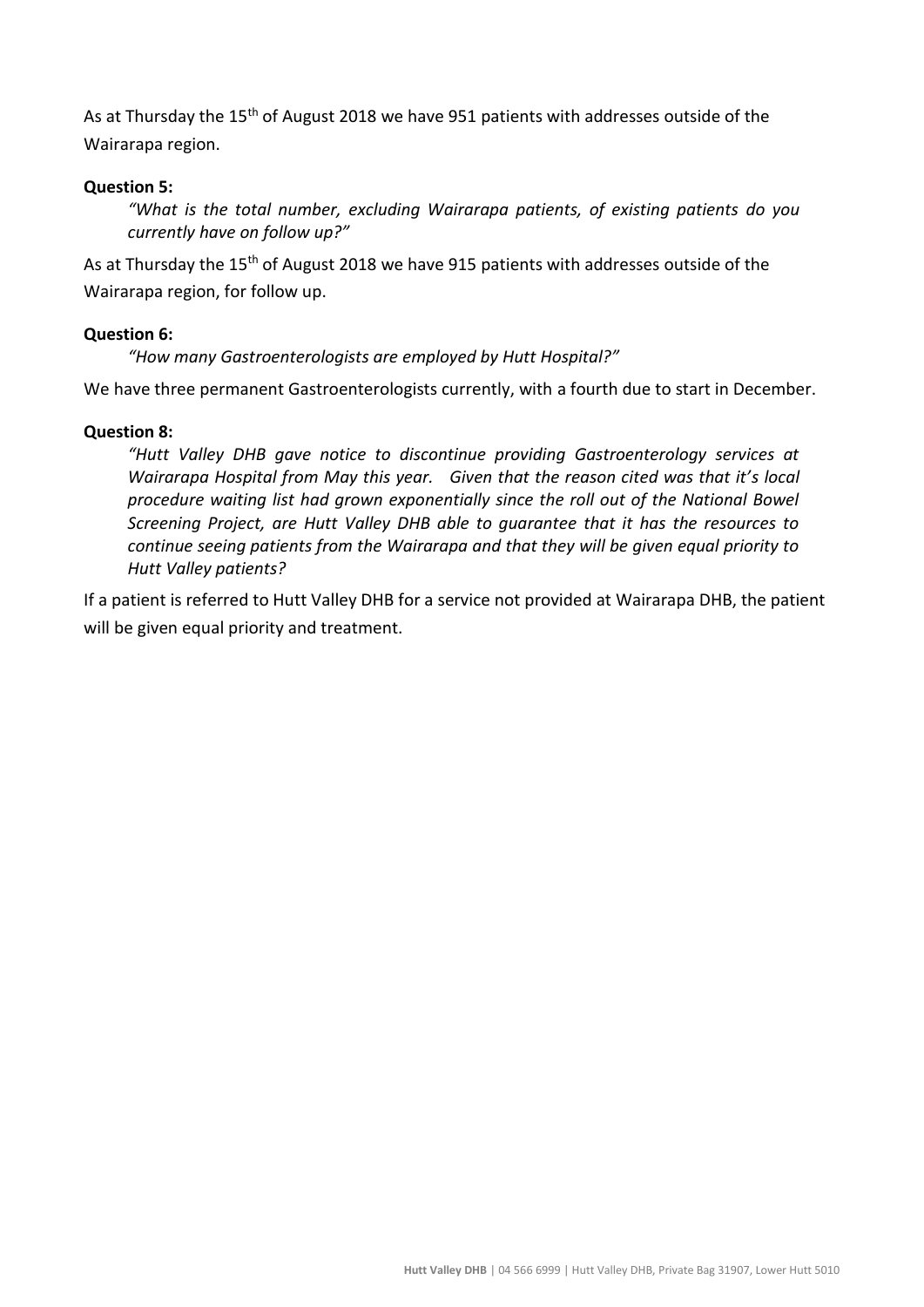As at Thursday the 15th of August 2018 we have 951 patients with addresses outside of the Wairarapa region.

**Question 5:**

*"What is the total number, excluding Wairarapa patients, of existing patients do you currently have on follow up?"*

As at Thursday the 15th of August 2018 we have 915 patients with addresses outside of the Wairarapa region, for follow up.

**Question 6:**

*"How many Gastroenterologists are employed by Hutt Hospital?"*

We have three permanent Gastroenterologists currently, with a fourth due to start in December.

**Question 8:**

*"Hutt Valley DHB gave notice to discontinue providing Gastroenterology services at Wairarapa Hospital from May this year. Given that the reason cited was that it's local procedure waiting list had grown exponentially since the roll out of the National Bowel Screening Project, are Hutt Valley DHB able to guarantee that it has the resources to continue seeing patients from the Wairarapa and that they will be given equal priority to Hutt Valley patients?*

If a patient is referred to Hutt Valley DHB for a service not provided at Wairarapa DHB, the patient will be given equal priority and treatment.